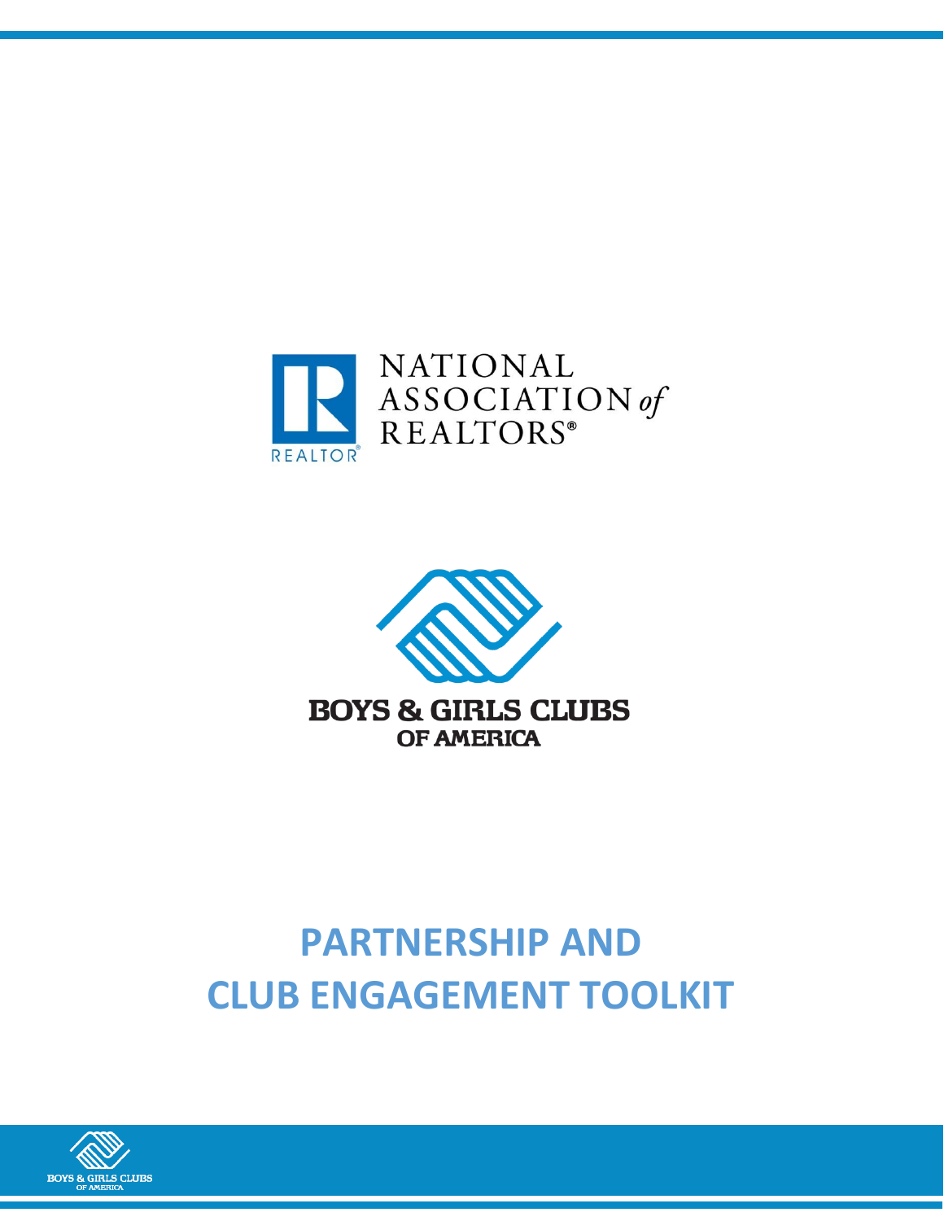NATIONAL ASSOCIATION of REALTORS®

BOYS & GIRLS CLUBS OF AMERICA

# PARTNERSHIP AND CLUB ENGAGEMENT TOOLKIT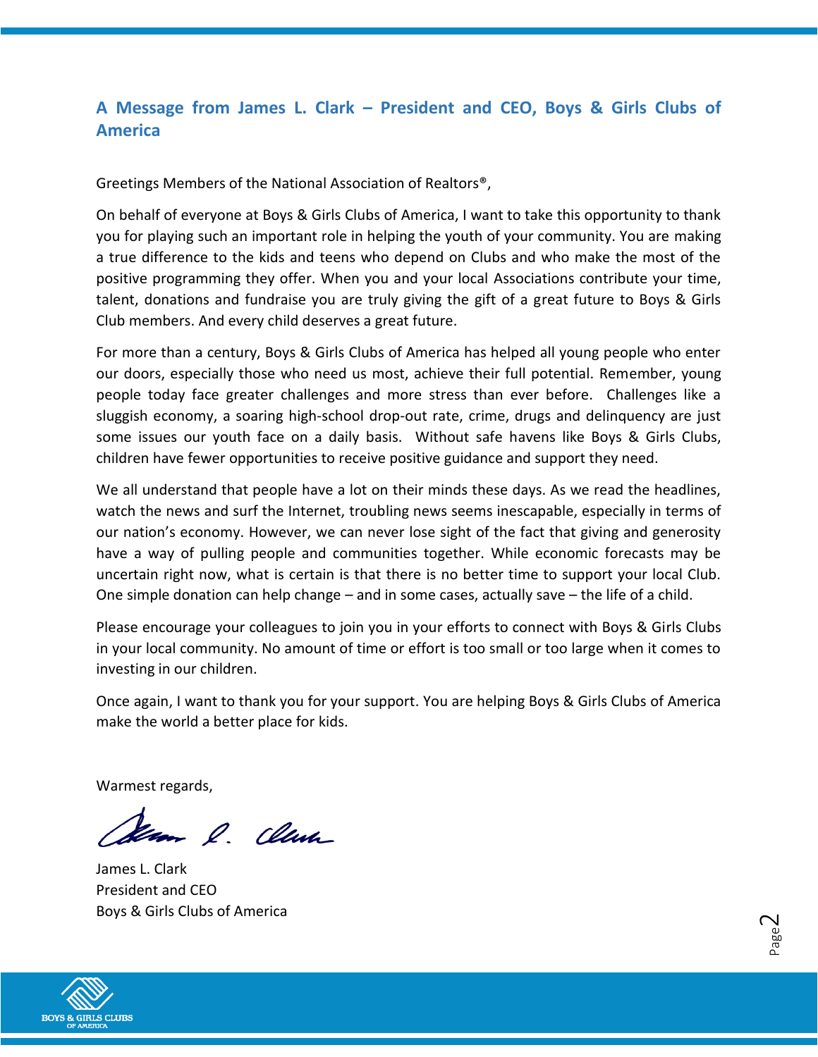## A Message from James L. Clark – President and CEO, Boys & Girls Clubs of America

Greetings Members of the National Association of Realtors®,

On behalf of everyone at Boys & Girls Clubs of America, I want to take this opportunity to thank you for playing such an important role in helping the youth of your community. You are making a true difference to the kids and teens who depend on Clubs and who make the most of the positive programming they offer. When you and your local Associations contribute your time, talent, donations and fundraise you are truly giving the gift of a great future to Boys & Girls Club members. And every child deserves a great future.

For more than a century, Boys & Girls Clubs of America has helped all young people who enter our doors, especially those who need us most, achieve their full potential. Remember, young people today face greater challenges and more stress than ever before. Challenges like a sluggish economy, a soaring high-school drop-out rate, crime, drugs and delinquency are just some issues our youth face on a daily basis. Without safe havens like Boys & Girls Clubs, children have fewer opportunities to receive positive guidance and support they need.

We all understand that people have a lot on their minds these days. As we read the headlines, watch the news and surf the Internet, troubling news seems inescapable, especially in terms of our nation's economy. However, we can never lose sight of the fact that giving and generosity have a way of pulling people and communities together. While economic forecasts may be uncertain right now, what is certain is that there is no better time to support your local Club. One simple donation can help change – and in some cases, actually save – the life of a child.

Please encourage your colleagues to join you in your efforts to connect with Boys & Girls Clubs in your local community. No amount of time or effort is too small or too large when it comes to investing in our children.

Once again, I want to thank you for your support. You are helping Boys & Girls Clubs of America make the world a better place for kids.

Warmest regards,

James L. Clark
President and CEO
Boys & Girls Clubs of America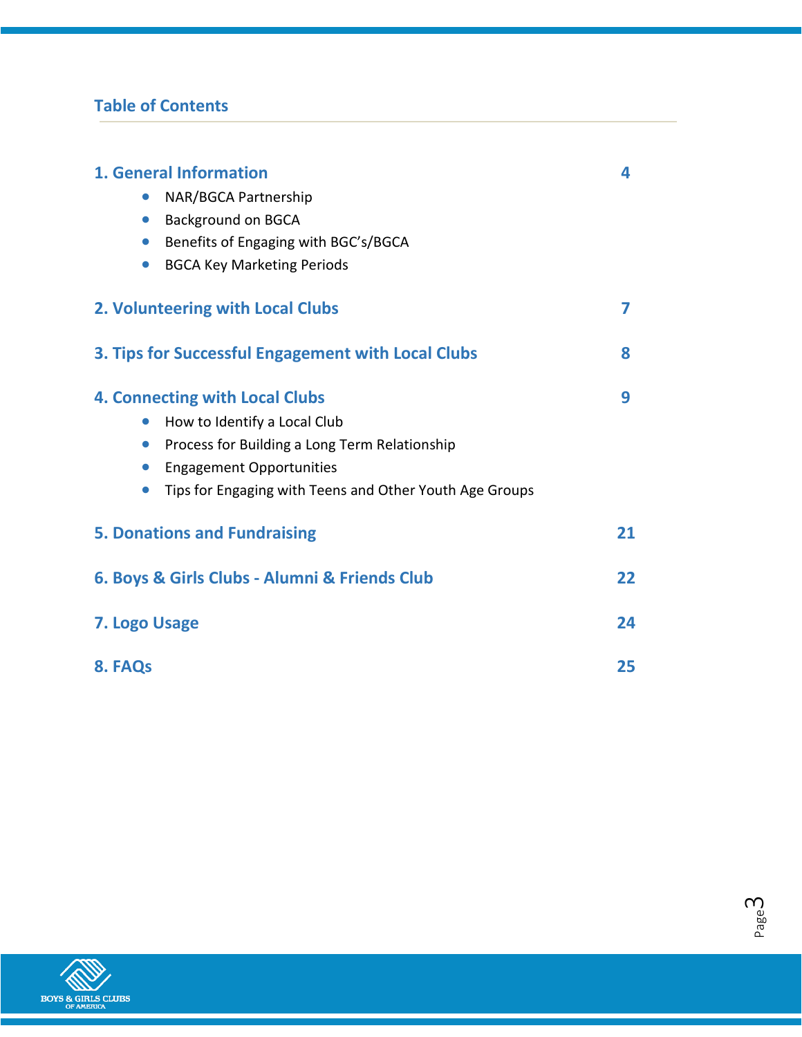## Table of Contents

| | |
|---|---|
| **1. General Information** | **4** |
| • NAR/BGCA Partnership | |
| • Background on BGCA | |
| • Benefits of Engaging with BGC's/BGCA | |
| • BGCA Key Marketing Periods | |
| **2. Volunteering with Local Clubs** | **7** |
| **3. Tips for Successful Engagement with Local Clubs** | **8** |
| **4. Connecting with Local Clubs** | **9** |
| • How to Identify a Local Club | |
| • Process for Building a Long Term Relationship | |
| • Engagement Opportunities | |
| • Tips for Engaging with Teens and Other Youth Age Groups | |
| **5. Donations and Fundraising** | **21** |
| **6. Boys & Girls Clubs - Alumni & Friends Club** | **22** |
| **7. Logo Usage** | **24** |
| **8. FAQs** | **25** |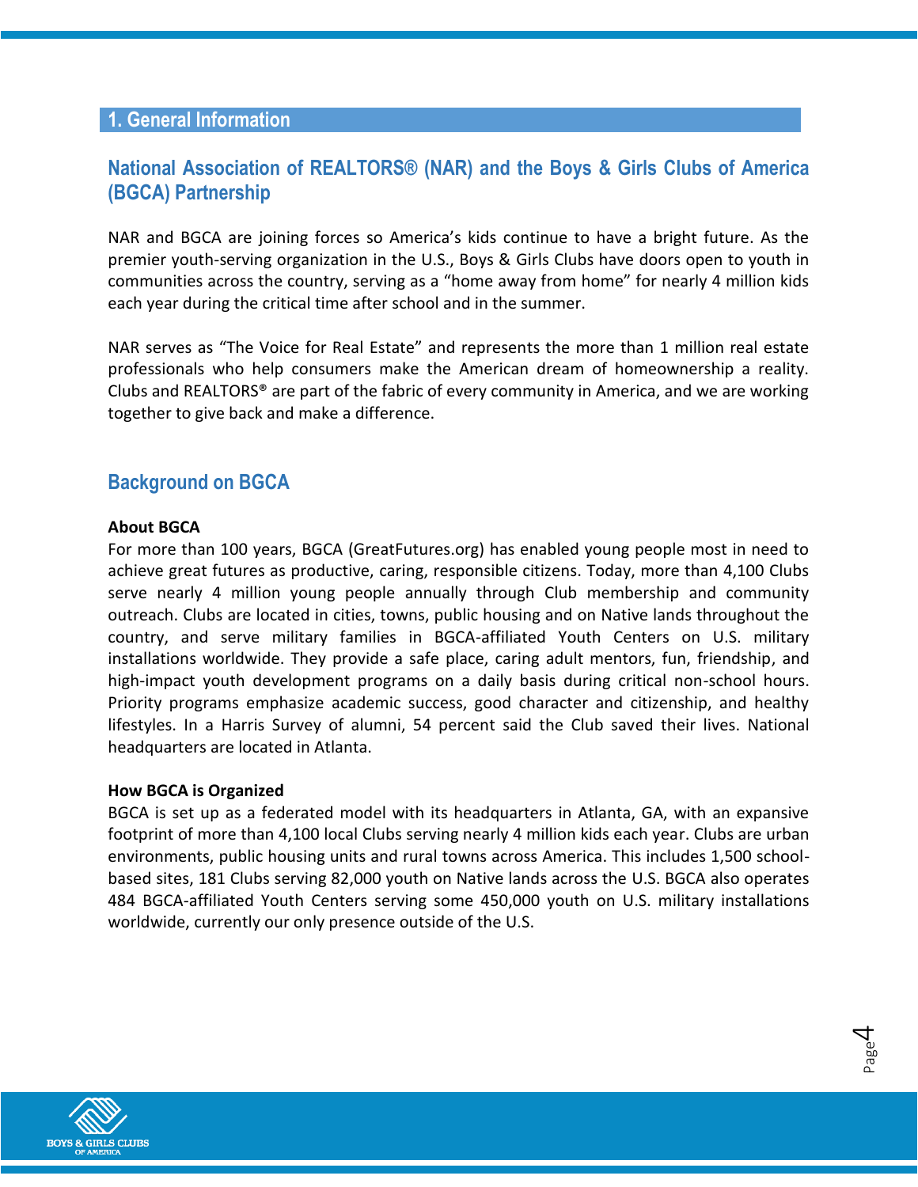## 1. General Information

### National Association of REALTORS® (NAR) and the Boys & Girls Clubs of America (BGCA) Partnership

NAR and BGCA are joining forces so America's kids continue to have a bright future. As the premier youth-serving organization in the U.S., Boys & Girls Clubs have doors open to youth in communities across the country, serving as a "home away from home" for nearly 4 million kids each year during the critical time after school and in the summer.

NAR serves as "The Voice for Real Estate" and represents the more than 1 million real estate professionals who help consumers make the American dream of homeownership a reality. Clubs and REALTORS® are part of the fabric of every community in America, and we are working together to give back and make a difference.

### Background on BGCA

**About BGCA**

For more than 100 years, BGCA (GreatFutures.org) has enabled young people most in need to achieve great futures as productive, caring, responsible citizens. Today, more than 4,100 Clubs serve nearly 4 million young people annually through Club membership and community outreach. Clubs are located in cities, towns, public housing and on Native lands throughout the country, and serve military families in BGCA-affiliated Youth Centers on U.S. military installations worldwide. They provide a safe place, caring adult mentors, fun, friendship, and high-impact youth development programs on a daily basis during critical non-school hours. Priority programs emphasize academic success, good character and citizenship, and healthy lifestyles. In a Harris Survey of alumni, 54 percent said the Club saved their lives. National headquarters are located in Atlanta.

**How BGCA is Organized**

BGCA is set up as a federated model with its headquarters in Atlanta, GA, with an expansive footprint of more than 4,100 local Clubs serving nearly 4 million kids each year. Clubs are urban environments, public housing units and rural towns across America. This includes 1,500 school-based sites, 181 Clubs serving 82,000 youth on Native lands across the U.S. BGCA also operates 484 BGCA-affiliated Youth Centers serving some 450,000 youth on U.S. military installations worldwide, currently our only presence outside of the U.S.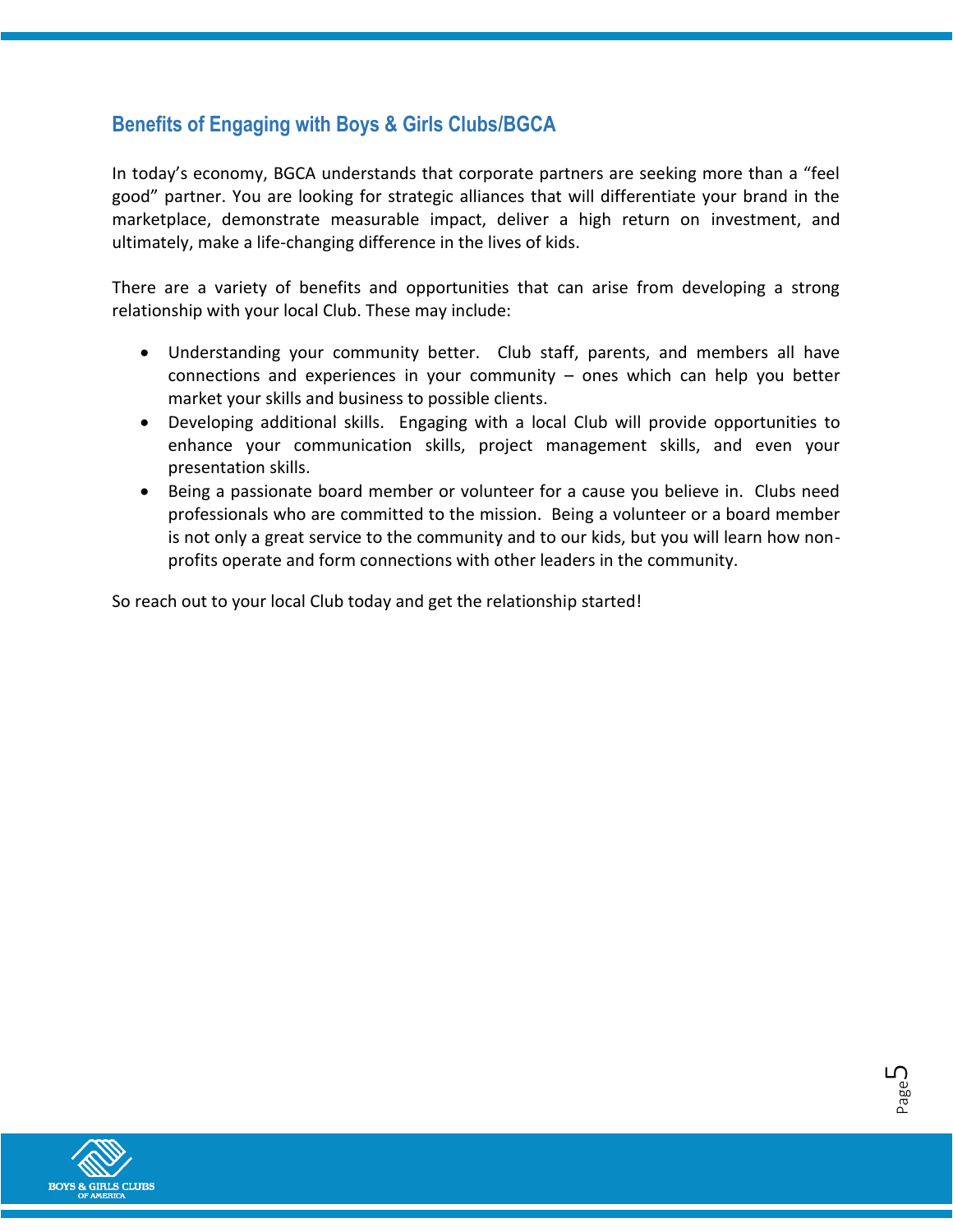## Benefits of Engaging with Boys & Girls Clubs/BGCA

In today's economy, BGCA understands that corporate partners are seeking more than a "feel good" partner. You are looking for strategic alliances that will differentiate your brand in the marketplace, demonstrate measurable impact, deliver a high return on investment, and ultimately, make a life-changing difference in the lives of kids.

There are a variety of benefits and opportunities that can arise from developing a strong relationship with your local Club. These may include:

- Understanding your community better. Club staff, parents, and members all have connections and experiences in your community – ones which can help you better market your skills and business to possible clients.
- Developing additional skills. Engaging with a local Club will provide opportunities to enhance your communication skills, project management skills, and even your presentation skills.
- Being a passionate board member or volunteer for a cause you believe in. Clubs need professionals who are committed to the mission. Being a volunteer or a board member is not only a great service to the community and to our kids, but you will learn how non-profits operate and form connections with other leaders in the community.

So reach out to your local Club today and get the relationship started!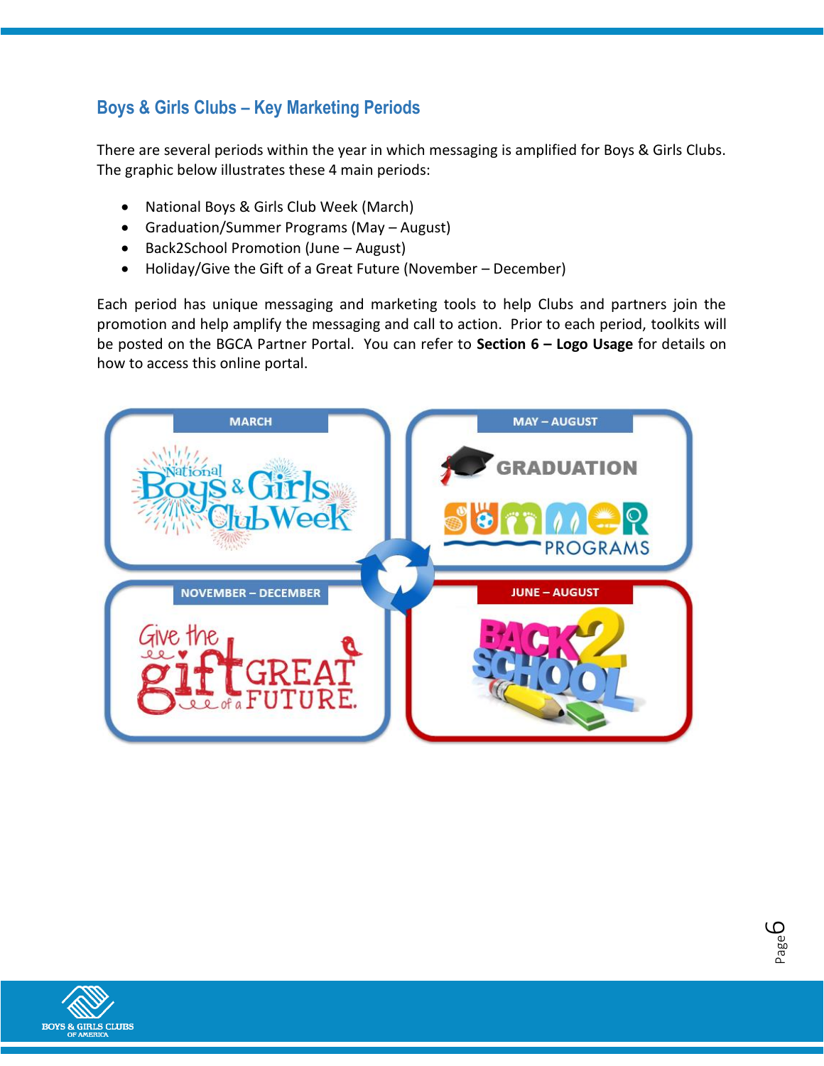## Boys & Girls Clubs – Key Marketing Periods

There are several periods within the year in which messaging is amplified for Boys & Girls Clubs. The graphic below illustrates these 4 main periods:

- National Boys & Girls Club Week (March)
- Graduation/Summer Programs (May – August)
- Back2School Promotion (June – August)
- Holiday/Give the Gift of a Great Future (November – December)

Each period has unique messaging and marketing tools to help Clubs and partners join the promotion and help amplify the messaging and call to action. Prior to each period, toolkits will be posted on the BGCA Partner Portal. You can refer to **Section 6 – Logo Usage** for details on how to access this online portal.

MARCH

National Boys & Girls Club Week

MAY – AUGUST

GRADUATION

SUMMER PROGRAMS

NOVEMBER – DECEMBER

Give the gift of a GREAT FUTURE.

JUNE – AUGUST

BACK2SCHOOL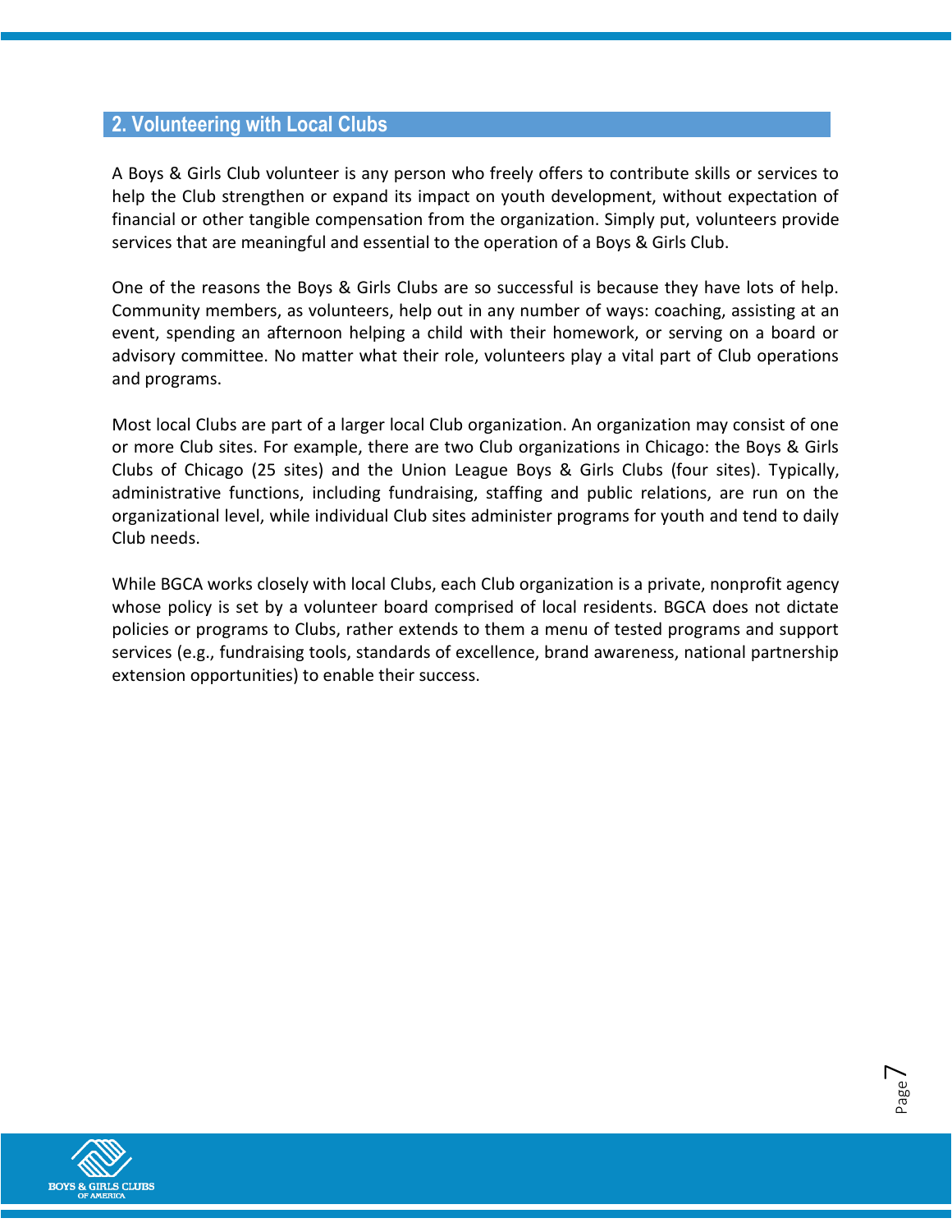## 2. Volunteering with Local Clubs

A Boys & Girls Club volunteer is any person who freely offers to contribute skills or services to help the Club strengthen or expand its impact on youth development, without expectation of financial or other tangible compensation from the organization. Simply put, volunteers provide services that are meaningful and essential to the operation of a Boys & Girls Club.

One of the reasons the Boys & Girls Clubs are so successful is because they have lots of help. Community members, as volunteers, help out in any number of ways: coaching, assisting at an event, spending an afternoon helping a child with their homework, or serving on a board or advisory committee. No matter what their role, volunteers play a vital part of Club operations and programs.

Most local Clubs are part of a larger local Club organization. An organization may consist of one or more Club sites. For example, there are two Club organizations in Chicago: the Boys & Girls Clubs of Chicago (25 sites) and the Union League Boys & Girls Clubs (four sites). Typically, administrative functions, including fundraising, staffing and public relations, are run on the organizational level, while individual Club sites administer programs for youth and tend to daily Club needs.

While BGCA works closely with local Clubs, each Club organization is a private, nonprofit agency whose policy is set by a volunteer board comprised of local residents. BGCA does not dictate policies or programs to Clubs, rather extends to them a menu of tested programs and support services (e.g., fundraising tools, standards of excellence, brand awareness, national partnership extension opportunities) to enable their success.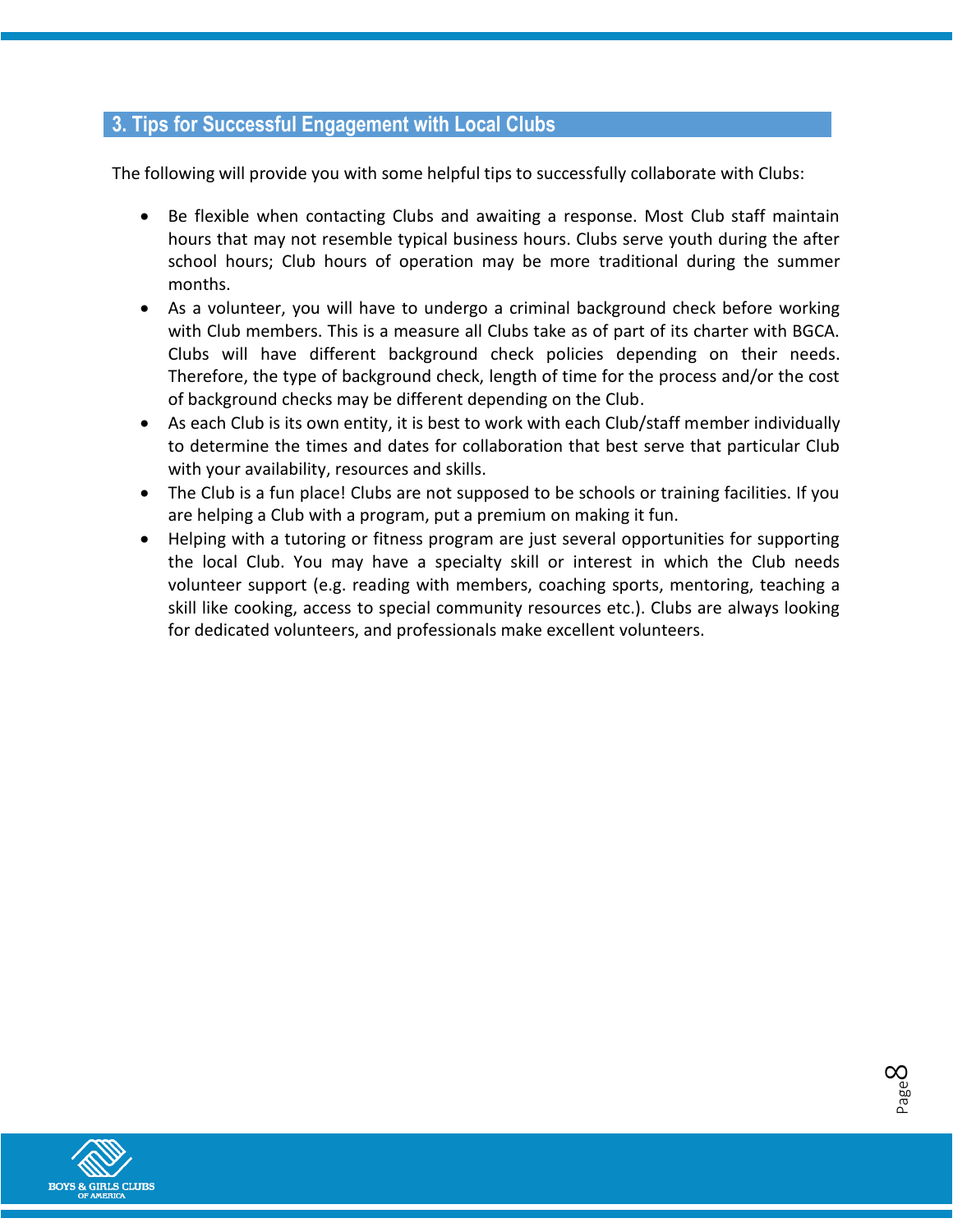## 3. Tips for Successful Engagement with Local Clubs

The following will provide you with some helpful tips to successfully collaborate with Clubs:

- Be flexible when contacting Clubs and awaiting a response. Most Club staff maintain hours that may not resemble typical business hours. Clubs serve youth during the after school hours; Club hours of operation may be more traditional during the summer months.
- As a volunteer, you will have to undergo a criminal background check before working with Club members. This is a measure all Clubs take as of part of its charter with BGCA. Clubs will have different background check policies depending on their needs. Therefore, the type of background check, length of time for the process and/or the cost of background checks may be different depending on the Club.
- As each Club is its own entity, it is best to work with each Club/staff member individually to determine the times and dates for collaboration that best serve that particular Club with your availability, resources and skills.
- The Club is a fun place! Clubs are not supposed to be schools or training facilities. If you are helping a Club with a program, put a premium on making it fun.
- Helping with a tutoring or fitness program are just several opportunities for supporting the local Club. You may have a specialty skill or interest in which the Club needs volunteer support (e.g. reading with members, coaching sports, mentoring, teaching a skill like cooking, access to special community resources etc.). Clubs are always looking for dedicated volunteers, and professionals make excellent volunteers.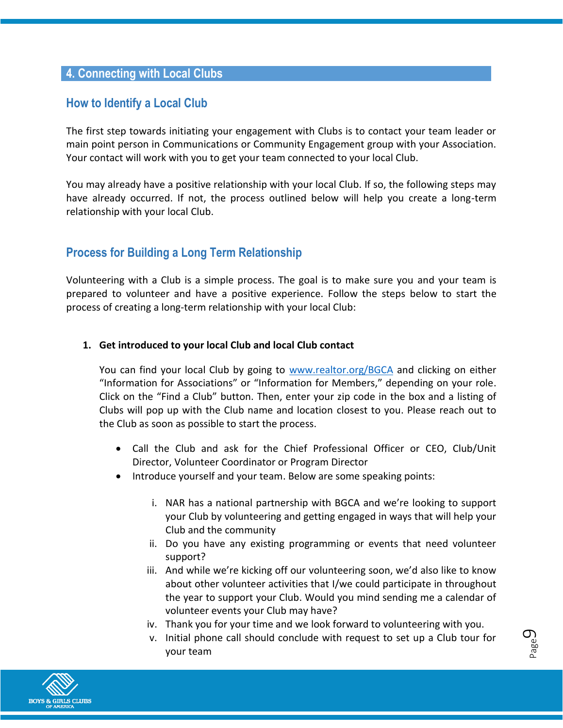## 4. Connecting with Local Clubs

### How to Identify a Local Club

The first step towards initiating your engagement with Clubs is to contact your team leader or main point person in Communications or Community Engagement group with your Association. Your contact will work with you to get your team connected to your local Club.

You may already have a positive relationship with your local Club. If so, the following steps may have already occurred. If not, the process outlined below will help you create a long-term relationship with your local Club.

### Process for Building a Long Term Relationship

Volunteering with a Club is a simple process. The goal is to make sure you and your team is prepared to volunteer and have a positive experience. Follow the steps below to start the process of creating a long-term relationship with your local Club:

1. **Get introduced to your local Club and local Club contact**

   You can find your local Club by going to www.realtor.org/BGCA and clicking on either "Information for Associations" or "Information for Members," depending on your role. Click on the "Find a Club" button. Then, enter your zip code in the box and a listing of Clubs will pop up with the Club name and location closest to you. Please reach out to the Club as soon as possible to start the process.

   - Call the Club and ask for the Chief Professional Officer or CEO, Club/Unit Director, Volunteer Coordinator or Program Director
   - Introduce yourself and your team. Below are some speaking points:

     i. NAR has a national partnership with BGCA and we're looking to support your Club by volunteering and getting engaged in ways that will help your Club and the community

     ii. Do you have any existing programming or events that need volunteer support?

     iii. And while we're kicking off our volunteering soon, we'd also like to know about other volunteer activities that I/we could participate in throughout the year to support your Club. Would you mind sending me a calendar of volunteer events your Club may have?

     iv. Thank you for your time and we look forward to volunteering with you.

     v. Initial phone call should conclude with request to set up a Club tour for your team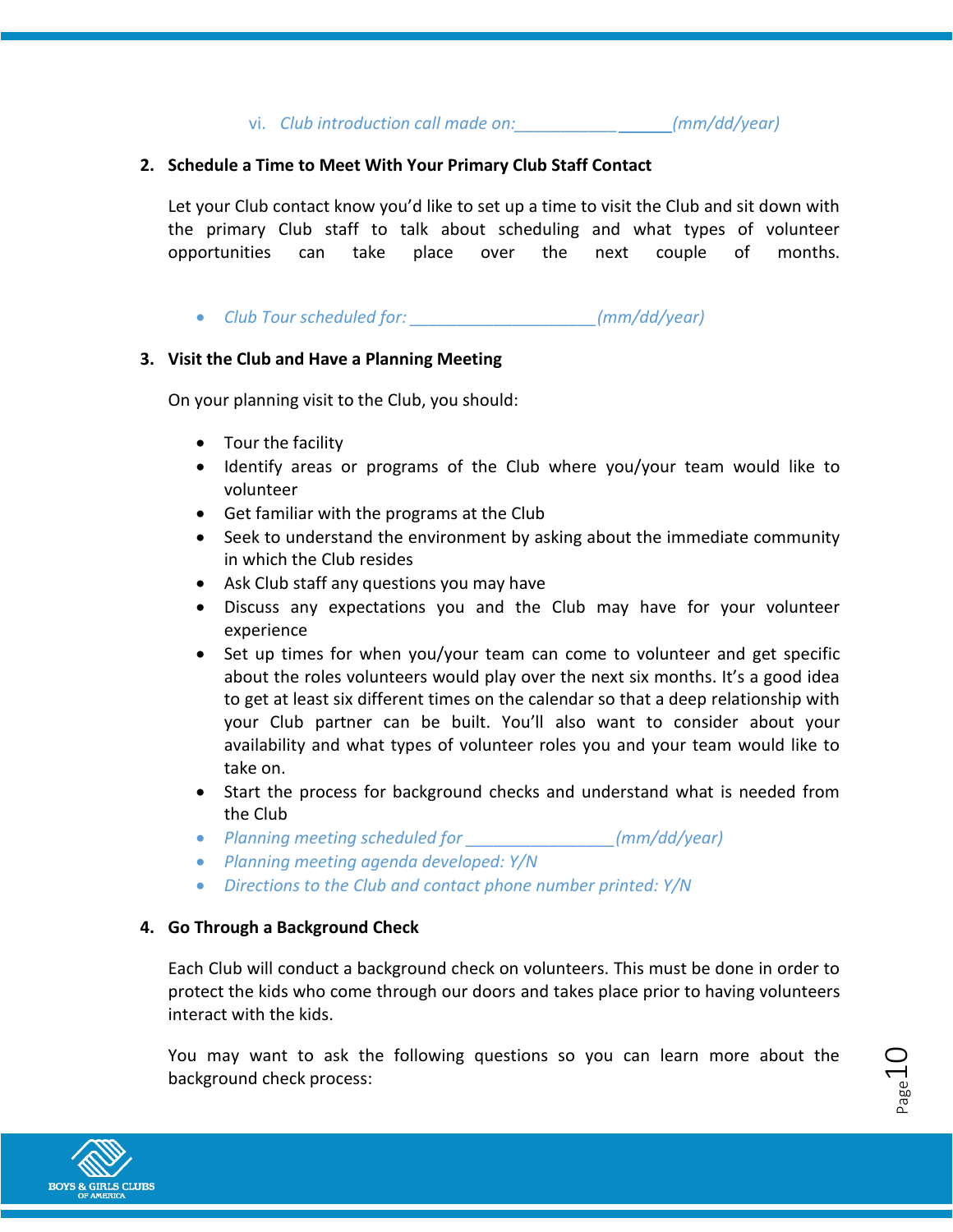vi. *Club introduction call made on:__________________(mm/dd/year)*

**2. Schedule a Time to Meet With Your Primary Club Staff Contact**

Let your Club contact know you'd like to set up a time to visit the Club and sit down with the primary Club staff to talk about scheduling and what types of volunteer opportunities can take place over the next couple of months.

- *Club Tour scheduled for: ____________________(mm/dd/year)*

**3. Visit the Club and Have a Planning Meeting**

On your planning visit to the Club, you should:

- Tour the facility
- Identify areas or programs of the Club where you/your team would like to volunteer
- Get familiar with the programs at the Club
- Seek to understand the environment by asking about the immediate community in which the Club resides
- Ask Club staff any questions you may have
- Discuss any expectations you and the Club may have for your volunteer experience
- Set up times for when you/your team can come to volunteer and get specific about the roles volunteers would play over the next six months. It's a good idea to get at least six different times on the calendar so that a deep relationship with your Club partner can be built. You'll also want to consider about your availability and what types of volunteer roles you and your team would like to take on.
- Start the process for background checks and understand what is needed from the Club
- *Planning meeting scheduled for ________________(mm/dd/year)*
- *Planning meeting agenda developed: Y/N*
- *Directions to the Club and contact phone number printed: Y/N*

**4. Go Through a Background Check**

Each Club will conduct a background check on volunteers. This must be done in order to protect the kids who come through our doors and takes place prior to having volunteers interact with the kids.

You may want to ask the following questions so you can learn more about the background check process: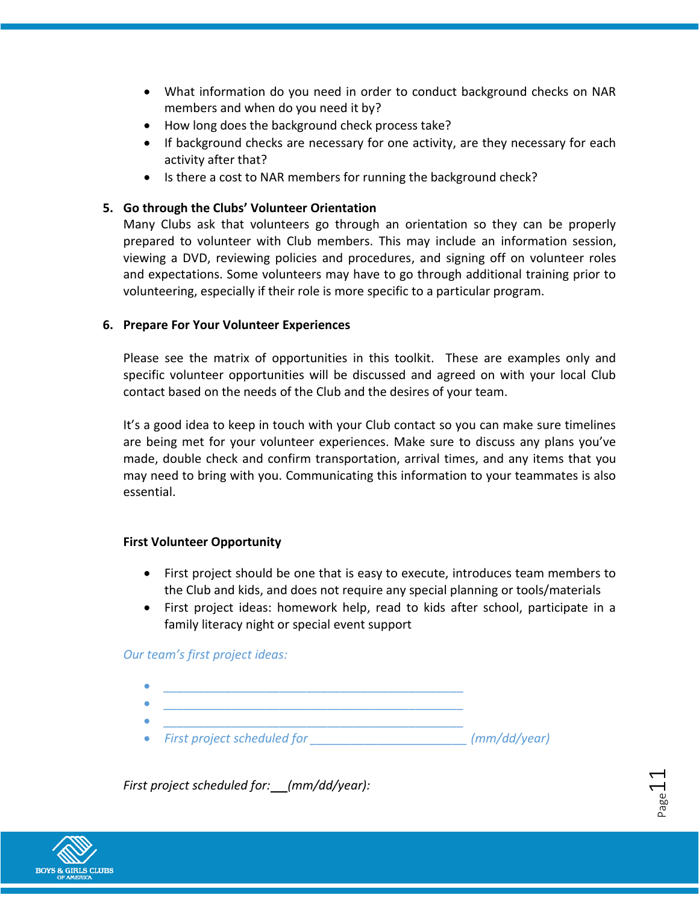- What information do you need in order to conduct background checks on NAR members and when do you need it by?
- How long does the background check process take?
- If background checks are necessary for one activity, are they necessary for each activity after that?
- Is there a cost to NAR members for running the background check?

**5. Go through the Clubs' Volunteer Orientation**

Many Clubs ask that volunteers go through an orientation so they can be properly prepared to volunteer with Club members. This may include an information session, viewing a DVD, reviewing policies and procedures, and signing off on volunteer roles and expectations. Some volunteers may have to go through additional training prior to volunteering, especially if their role is more specific to a particular program.

**6. Prepare For Your Volunteer Experiences**

Please see the matrix of opportunities in this toolkit. These are examples only and specific volunteer opportunities will be discussed and agreed on with your local Club contact based on the needs of the Club and the desires of your team.

It's a good idea to keep in touch with your Club contact so you can make sure timelines are being met for your volunteer experiences. Make sure to discuss any plans you've made, double check and confirm transportation, arrival times, and any items that you may need to bring with you. Communicating this information to your teammates is also essential.

**First Volunteer Opportunity**

- First project should be one that is easy to execute, introduces team members to the Club and kids, and does not require any special planning or tools/materials
- First project ideas: homework help, read to kids after school, participate in a family literacy night or special event support

*Our team's first project ideas:*

- ______________________________________________
- ______________________________________________
- ______________________________________________
- *First project scheduled for* ________________________ *(mm/dd/year)*

*First project scheduled for:* ___ *(mm/dd/year):*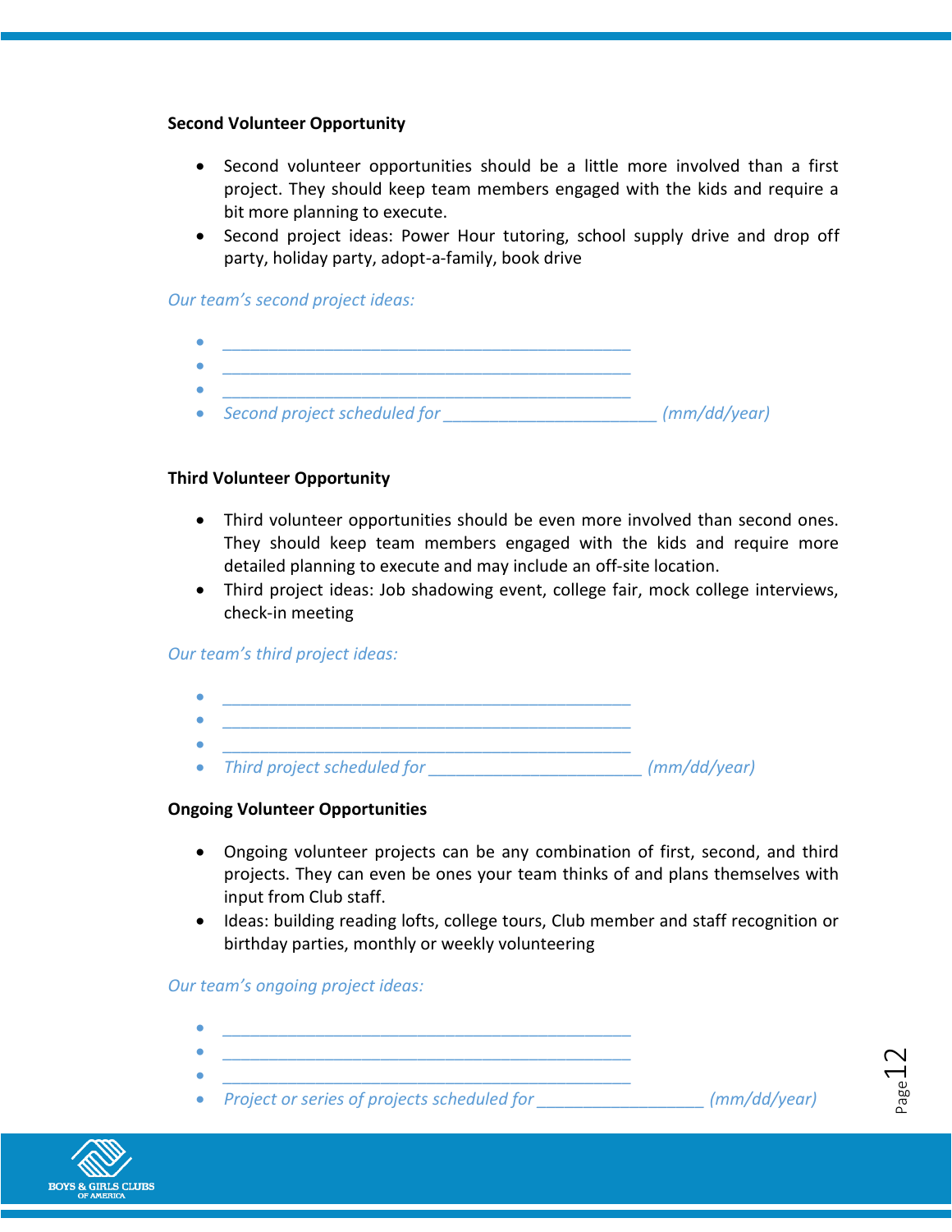**Second Volunteer Opportunity**

- Second volunteer opportunities should be a little more involved than a first project. They should keep team members engaged with the kids and require a bit more planning to execute.
- Second project ideas: Power Hour tutoring, school supply drive and drop off party, holiday party, adopt-a-family, book drive

*Our team's second project ideas:*

- _____________________________________________
- _____________________________________________
- _____________________________________________
- *Second project scheduled for* _______________________ *(mm/dd/year)*

**Third Volunteer Opportunity**

- Third volunteer opportunities should be even more involved than second ones. They should keep team members engaged with the kids and require more detailed planning to execute and may include an off-site location.
- Third project ideas: Job shadowing event, college fair, mock college interviews, check-in meeting

*Our team's third project ideas:*

- _____________________________________________
- _____________________________________________
- _____________________________________________
- *Third project scheduled for* _______________________ *(mm/dd/year)*

**Ongoing Volunteer Opportunities**

- Ongoing volunteer projects can be any combination of first, second, and third projects. They can even be ones your team thinks of and plans themselves with input from Club staff.
- Ideas: building reading lofts, college tours, Club member and staff recognition or birthday parties, monthly or weekly volunteering

*Our team's ongoing project ideas:*

- _____________________________________________
- _____________________________________________
- _____________________________________________
- *Project or series of projects scheduled for* __________________ *(mm/dd/year)*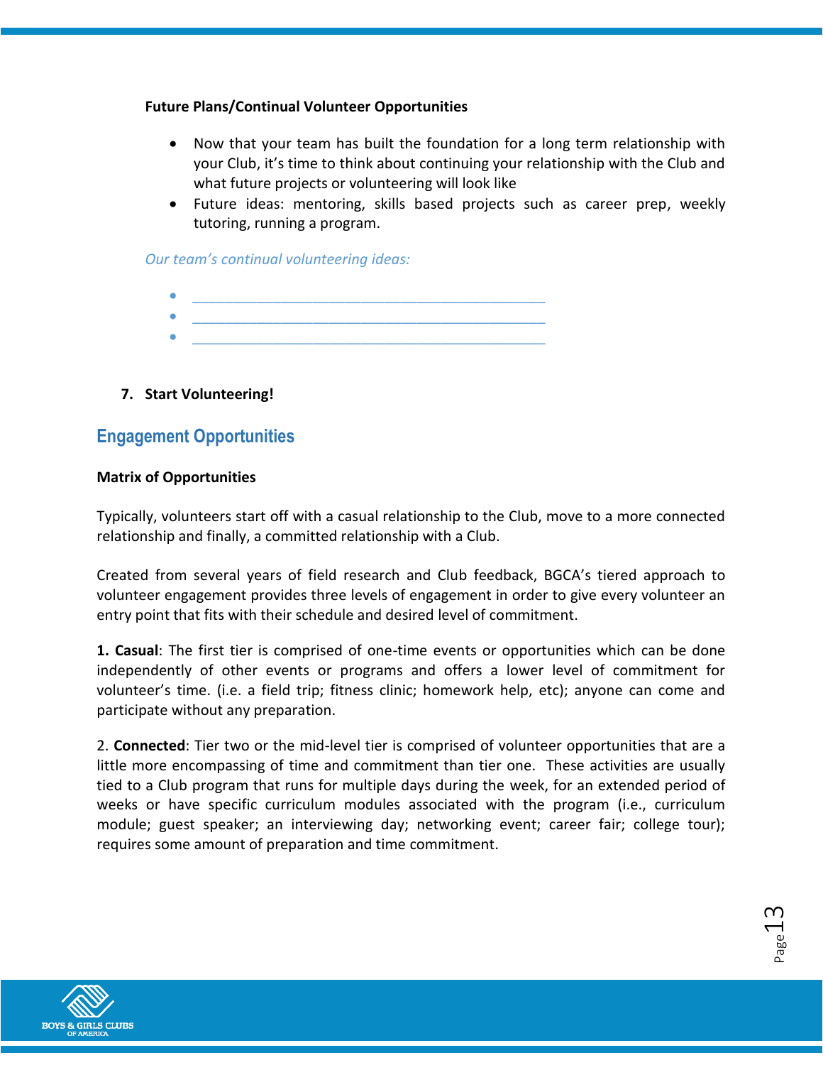**Future Plans/Continual Volunteer Opportunities**

- Now that your team has built the foundation for a long term relationship with your Club, it's time to think about continuing your relationship with the Club and what future projects or volunteering will look like
- Future ideas: mentoring, skills based projects such as career prep, weekly tutoring, running a program.

*Our team's continual volunteering ideas:*

- ____________________________________________
- ____________________________________________
- ____________________________________________

7. **Start Volunteering!**

## Engagement Opportunities

**Matrix of Opportunities**

Typically, volunteers start off with a casual relationship to the Club, move to a more connected relationship and finally, a committed relationship with a Club.

Created from several years of field research and Club feedback, BGCA's tiered approach to volunteer engagement provides three levels of engagement in order to give every volunteer an entry point that fits with their schedule and desired level of commitment.

**1. Casual**: The first tier is comprised of one-time events or opportunities which can be done independently of other events or programs and offers a lower level of commitment for volunteer's time. (i.e. a field trip; fitness clinic; homework help, etc); anyone can come and participate without any preparation.

2. **Connected**: Tier two or the mid-level tier is comprised of volunteer opportunities that are a little more encompassing of time and commitment than tier one. These activities are usually tied to a Club program that runs for multiple days during the week, for an extended period of weeks or have specific curriculum modules associated with the program (i.e., curriculum module; guest speaker; an interviewing day; networking event; career fair; college tour); requires some amount of preparation and time commitment.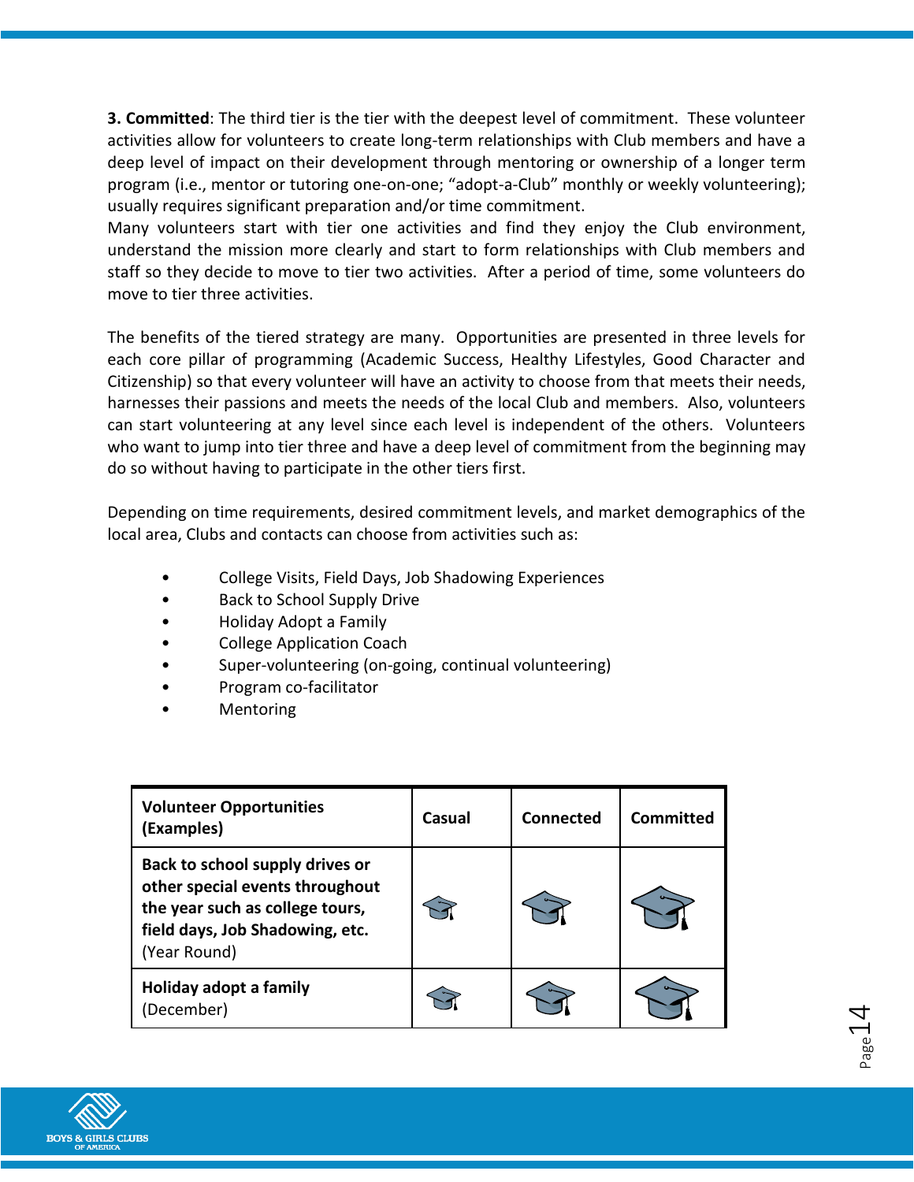**3. Committed**: The third tier is the tier with the deepest level of commitment. These volunteer activities allow for volunteers to create long-term relationships with Club members and have a deep level of impact on their development through mentoring or ownership of a longer term program (i.e., mentor or tutoring one-on-one; "adopt-a-Club" monthly or weekly volunteering); usually requires significant preparation and/or time commitment.
Many volunteers start with tier one activities and find they enjoy the Club environment, understand the mission more clearly and start to form relationships with Club members and staff so they decide to move to tier two activities. After a period of time, some volunteers do move to tier three activities.

The benefits of the tiered strategy are many. Opportunities are presented in three levels for each core pillar of programming (Academic Success, Healthy Lifestyles, Good Character and Citizenship) so that every volunteer will have an activity to choose from that meets their needs, harnesses their passions and meets the needs of the local Club and members. Also, volunteers can start volunteering at any level since each level is independent of the others. Volunteers who want to jump into tier three and have a deep level of commitment from the beginning may do so without having to participate in the other tiers first.

Depending on time requirements, desired commitment levels, and market demographics of the local area, Clubs and contacts can choose from activities such as:

- College Visits, Field Days, Job Shadowing Experiences
- Back to School Supply Drive
- Holiday Adopt a Family
- College Application Coach
- Super-volunteering (on-going, continual volunteering)
- Program co-facilitator
- Mentoring

| **Volunteer Opportunities (Examples)** | **Casual** | **Connected** | **Committed** |
|---|---|---|---|
| **Back to school supply drives or other special events throughout the year such as college tours, field days, Job Shadowing, etc.** (Year Round) | | | |
| **Holiday adopt a family** (December) | | | |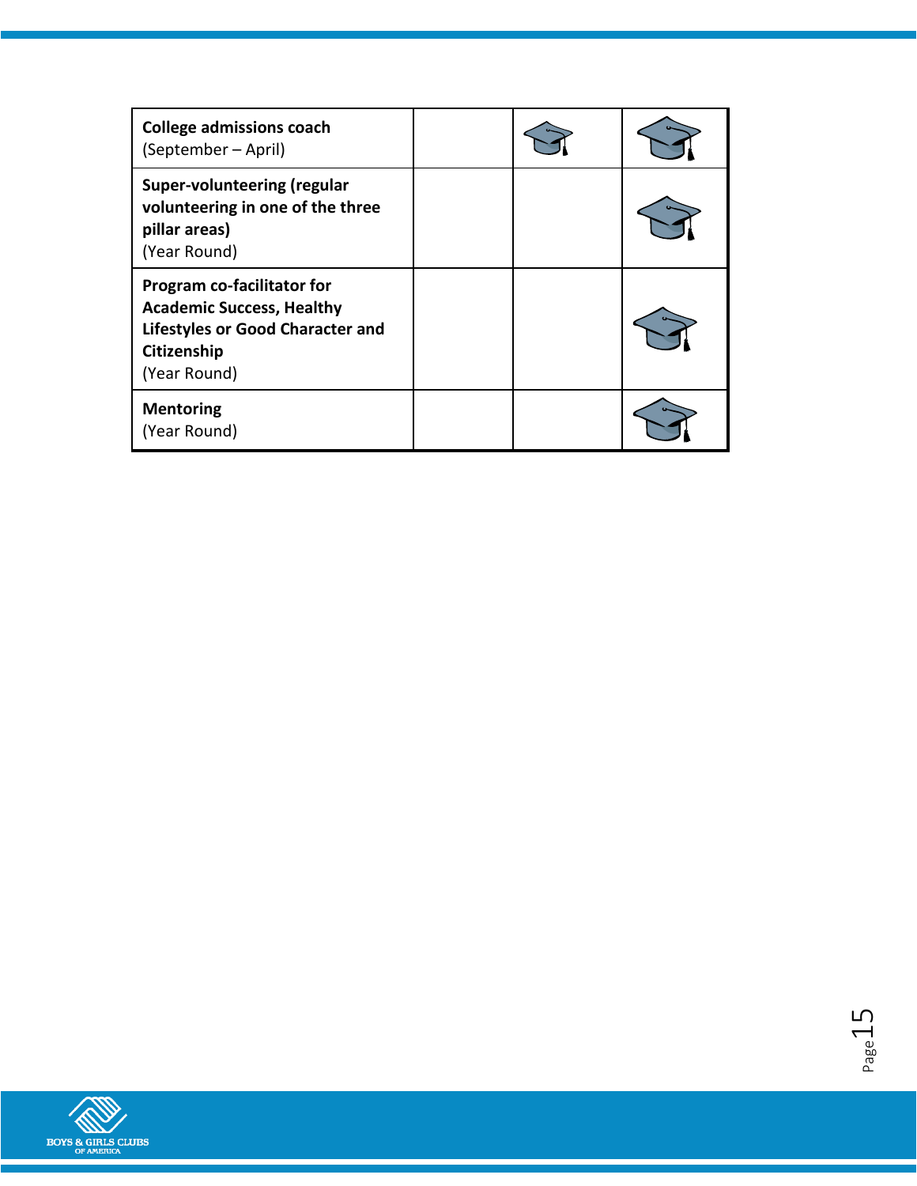| | | | |
|---|---|---|---|
| **College admissions coach**<br>(September – April) | | 🎓 | 🎓 |
| **Super-volunteering (regular volunteering in one of the three pillar areas)**<br>(Year Round) | | | 🎓 |
| **Program co-facilitator for Academic Success, Healthy Lifestyles or Good Character and Citizenship**<br>(Year Round) | | | 🎓 |
| **Mentoring**<br>(Year Round) | | | 🎓 |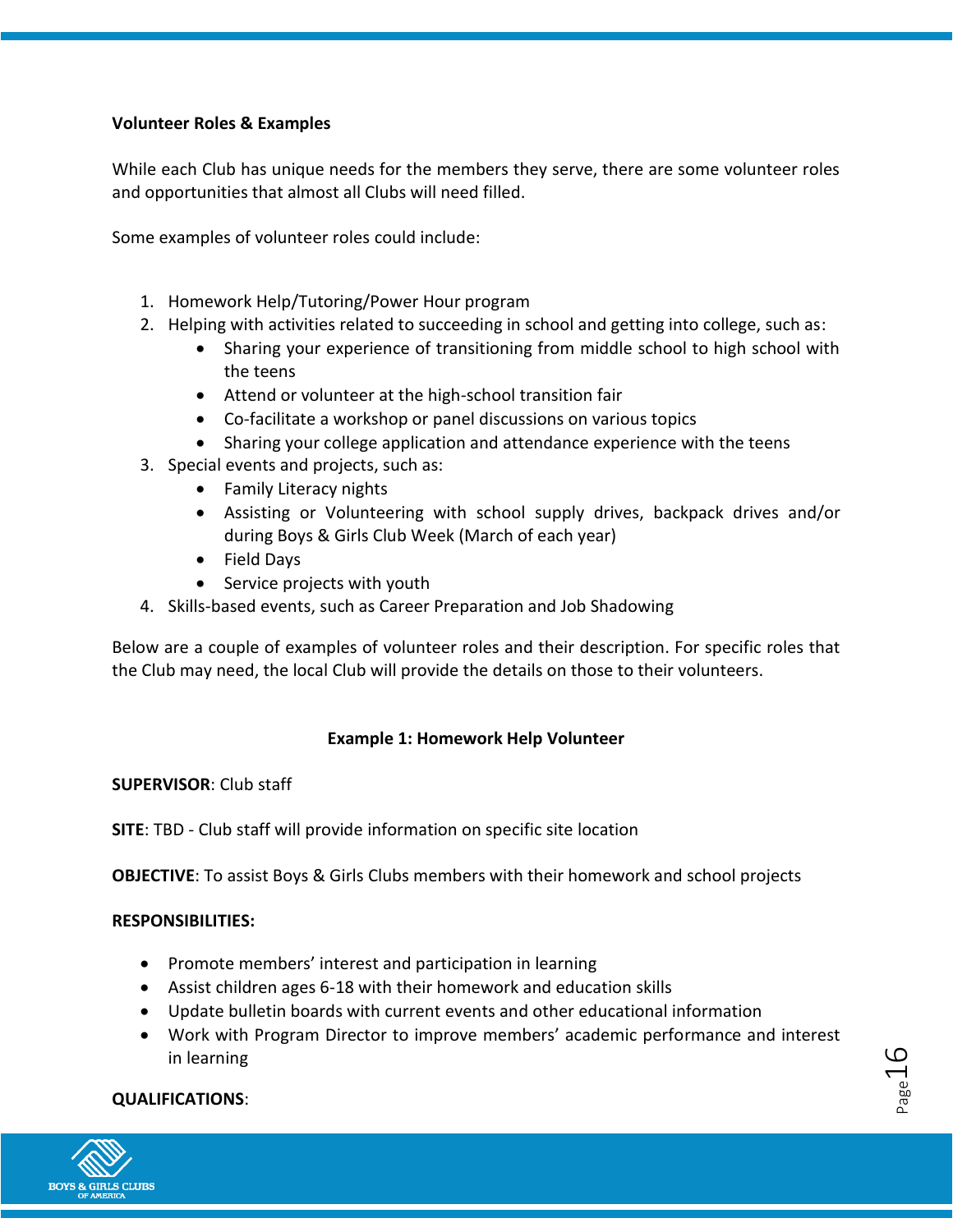**Volunteer Roles & Examples**

While each Club has unique needs for the members they serve, there are some volunteer roles and opportunities that almost all Clubs will need filled.

Some examples of volunteer roles could include:

1. Homework Help/Tutoring/Power Hour program
2. Helping with activities related to succeeding in school and getting into college, such as:
   - Sharing your experience of transitioning from middle school to high school with the teens
   - Attend or volunteer at the high-school transition fair
   - Co-facilitate a workshop or panel discussions on various topics
   - Sharing your college application and attendance experience with the teens
3. Special events and projects, such as:
   - Family Literacy nights
   - Assisting or Volunteering with school supply drives, backpack drives and/or during Boys & Girls Club Week (March of each year)
   - Field Days
   - Service projects with youth
4. Skills-based events, such as Career Preparation and Job Shadowing

Below are a couple of examples of volunteer roles and their description. For specific roles that the Club may need, the local Club will provide the details on those to their volunteers.

**Example 1: Homework Help Volunteer**

**SUPERVISOR**: Club staff

**SITE**: TBD - Club staff will provide information on specific site location

**OBJECTIVE**: To assist Boys & Girls Clubs members with their homework and school projects

**RESPONSIBILITIES:**

- Promote members' interest and participation in learning
- Assist children ages 6-18 with their homework and education skills
- Update bulletin boards with current events and other educational information
- Work with Program Director to improve members' academic performance and interest in learning

**QUALIFICATIONS**: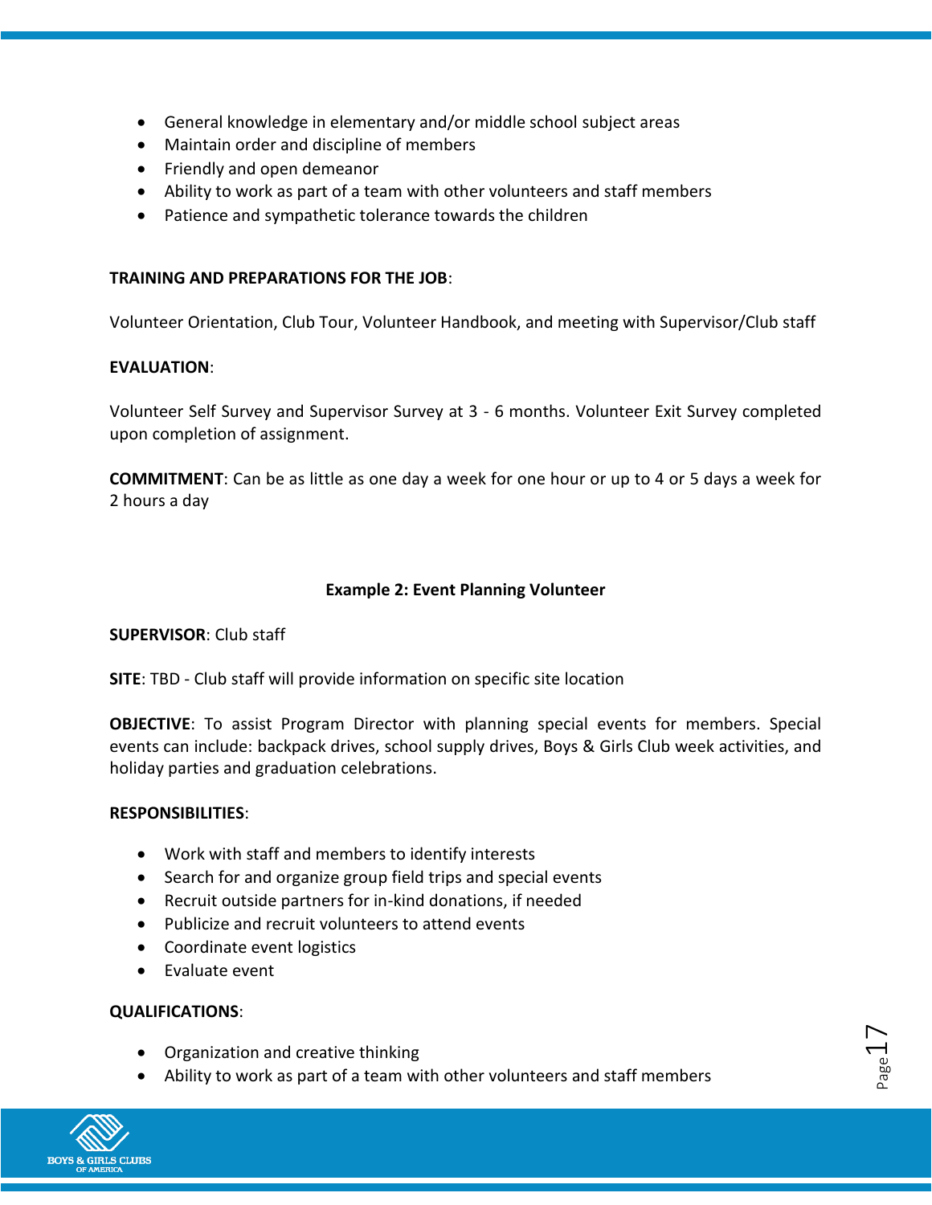- General knowledge in elementary and/or middle school subject areas
- Maintain order and discipline of members
- Friendly and open demeanor
- Ability to work as part of a team with other volunteers and staff members
- Patience and sympathetic tolerance towards the children

**TRAINING AND PREPARATIONS FOR THE JOB**:

Volunteer Orientation, Club Tour, Volunteer Handbook, and meeting with Supervisor/Club staff

**EVALUATION**:

Volunteer Self Survey and Supervisor Survey at 3 - 6 months. Volunteer Exit Survey completed upon completion of assignment.

**COMMITMENT**: Can be as little as one day a week for one hour or up to 4 or 5 days a week for 2 hours a day

### Example 2: Event Planning Volunteer

**SUPERVISOR**: Club staff

**SITE**: TBD - Club staff will provide information on specific site location

**OBJECTIVE**: To assist Program Director with planning special events for members. Special events can include: backpack drives, school supply drives, Boys & Girls Club week activities, and holiday parties and graduation celebrations.

**RESPONSIBILITIES**:

- Work with staff and members to identify interests
- Search for and organize group field trips and special events
- Recruit outside partners for in-kind donations, if needed
- Publicize and recruit volunteers to attend events
- Coordinate event logistics
- Evaluate event

**QUALIFICATIONS**:

- Organization and creative thinking
- Ability to work as part of a team with other volunteers and staff members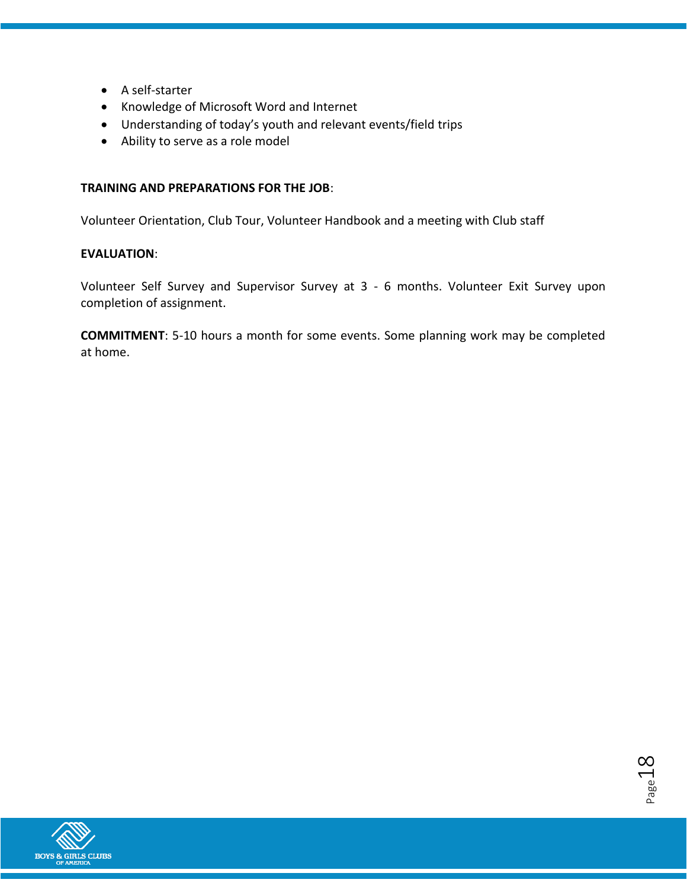- A self-starter
- Knowledge of Microsoft Word and Internet
- Understanding of today's youth and relevant events/field trips
- Ability to serve as a role model

**TRAINING AND PREPARATIONS FOR THE JOB**:

Volunteer Orientation, Club Tour, Volunteer Handbook and a meeting with Club staff

**EVALUATION**:

Volunteer Self Survey and Supervisor Survey at 3 - 6 months. Volunteer Exit Survey upon completion of assignment.

**COMMITMENT**: 5-10 hours a month for some events. Some planning work may be completed at home.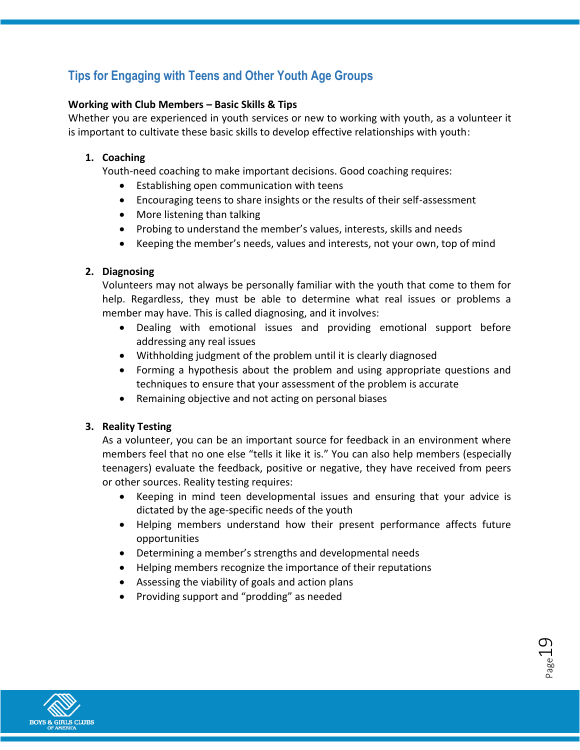## Tips for Engaging with Teens and Other Youth Age Groups

**Working with Club Members – Basic Skills & Tips**

Whether you are experienced in youth services or new to working with youth, as a volunteer it is important to cultivate these basic skills to develop effective relationships with youth:

1. **Coaching**

   Youth-need coaching to make important decisions. Good coaching requires:

   - Establishing open communication with teens
   - Encouraging teens to share insights or the results of their self-assessment
   - More listening than talking
   - Probing to understand the member's values, interests, skills and needs
   - Keeping the member's needs, values and interests, not your own, top of mind

2. **Diagnosing**

   Volunteers may not always be personally familiar with the youth that come to them for help. Regardless, they must be able to determine what real issues or problems a member may have. This is called diagnosing, and it involves:

   - Dealing with emotional issues and providing emotional support before addressing any real issues
   - Withholding judgment of the problem until it is clearly diagnosed
   - Forming a hypothesis about the problem and using appropriate questions and techniques to ensure that your assessment of the problem is accurate
   - Remaining objective and not acting on personal biases

3. **Reality Testing**

   As a volunteer, you can be an important source for feedback in an environment where members feel that no one else "tells it like it is." You can also help members (especially teenagers) evaluate the feedback, positive or negative, they have received from peers or other sources. Reality testing requires:

   - Keeping in mind teen developmental issues and ensuring that your advice is dictated by the age-specific needs of the youth
   - Helping members understand how their present performance affects future opportunities
   - Determining a member's strengths and developmental needs
   - Helping members recognize the importance of their reputations
   - Assessing the viability of goals and action plans
   - Providing support and "prodding" as needed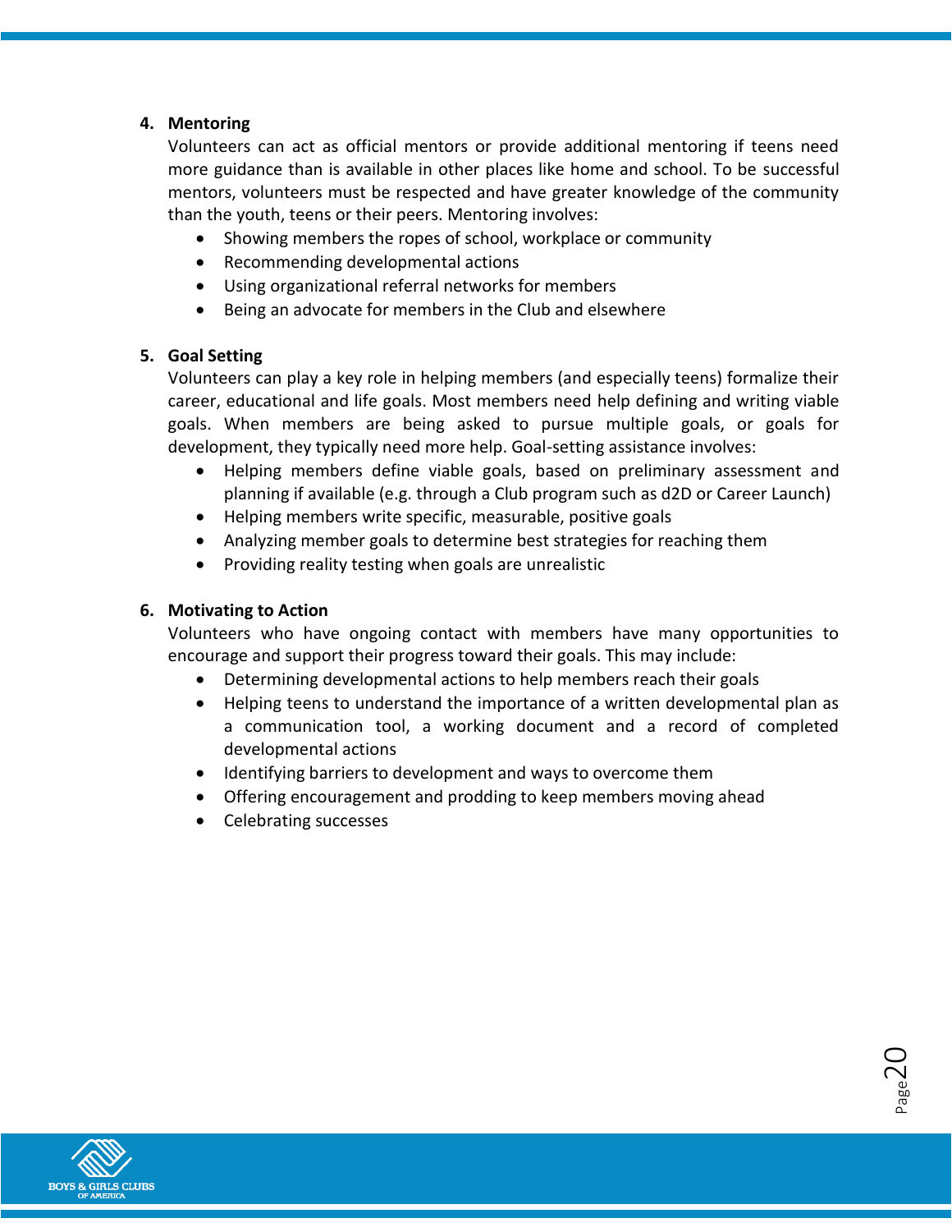4. **Mentoring**

   Volunteers can act as official mentors or provide additional mentoring if teens need more guidance than is available in other places like home and school. To be successful mentors, volunteers must be respected and have greater knowledge of the community than the youth, teens or their peers. Mentoring involves:

   - Showing members the ropes of school, workplace or community
   - Recommending developmental actions
   - Using organizational referral networks for members
   - Being an advocate for members in the Club and elsewhere

5. **Goal Setting**

   Volunteers can play a key role in helping members (and especially teens) formalize their career, educational and life goals. Most members need help defining and writing viable goals. When members are being asked to pursue multiple goals, or goals for development, they typically need more help. Goal-setting assistance involves:

   - Helping members define viable goals, based on preliminary assessment and planning if available (e.g. through a Club program such as d2D or Career Launch)
   - Helping members write specific, measurable, positive goals
   - Analyzing member goals to determine best strategies for reaching them
   - Providing reality testing when goals are unrealistic

6. **Motivating to Action**

   Volunteers who have ongoing contact with members have many opportunities to encourage and support their progress toward their goals. This may include:

   - Determining developmental actions to help members reach their goals
   - Helping teens to understand the importance of a written developmental plan as a communication tool, a working document and a record of completed developmental actions
   - Identifying barriers to development and ways to overcome them
   - Offering encouragement and prodding to keep members moving ahead
   - Celebrating successes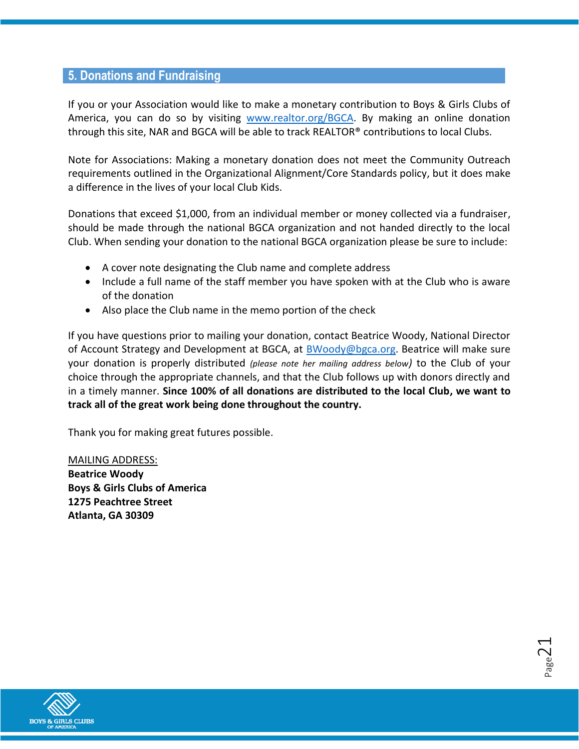## 5. Donations and Fundraising

If you or your Association would like to make a monetary contribution to Boys & Girls Clubs of America, you can do so by visiting [www.realtor.org/BGCA](www.realtor.org/BGCA). By making an online donation through this site, NAR and BGCA will be able to track REALTOR® contributions to local Clubs.

Note for Associations: Making a monetary donation does not meet the Community Outreach requirements outlined in the Organizational Alignment/Core Standards policy, but it does make a difference in the lives of your local Club Kids.

Donations that exceed $1,000, from an individual member or money collected via a fundraiser, should be made through the national BGCA organization and not handed directly to the local Club. When sending your donation to the national BGCA organization please be sure to include:

- A cover note designating the Club name and complete address
- Include a full name of the staff member you have spoken with at the Club who is aware of the donation
- Also place the Club name in the memo portion of the check

If you have questions prior to mailing your donation, contact Beatrice Woody, National Director of Account Strategy and Development at BGCA, at [BWoody@bgca.org](mailto:BWoody@bgca.org). Beatrice will make sure your donation is properly distributed *(please note her mailing address below)* to the Club of your choice through the appropriate channels, and that the Club follows up with donors directly and in a timely manner. **Since 100% of all donations are distributed to the local Club, we want to track all of the great work being done throughout the country.**

Thank you for making great futures possible.

MAILING ADDRESS:
**Beatrice Woody**
**Boys & Girls Clubs of America**
**1275 Peachtree Street**
**Atlanta, GA 30309**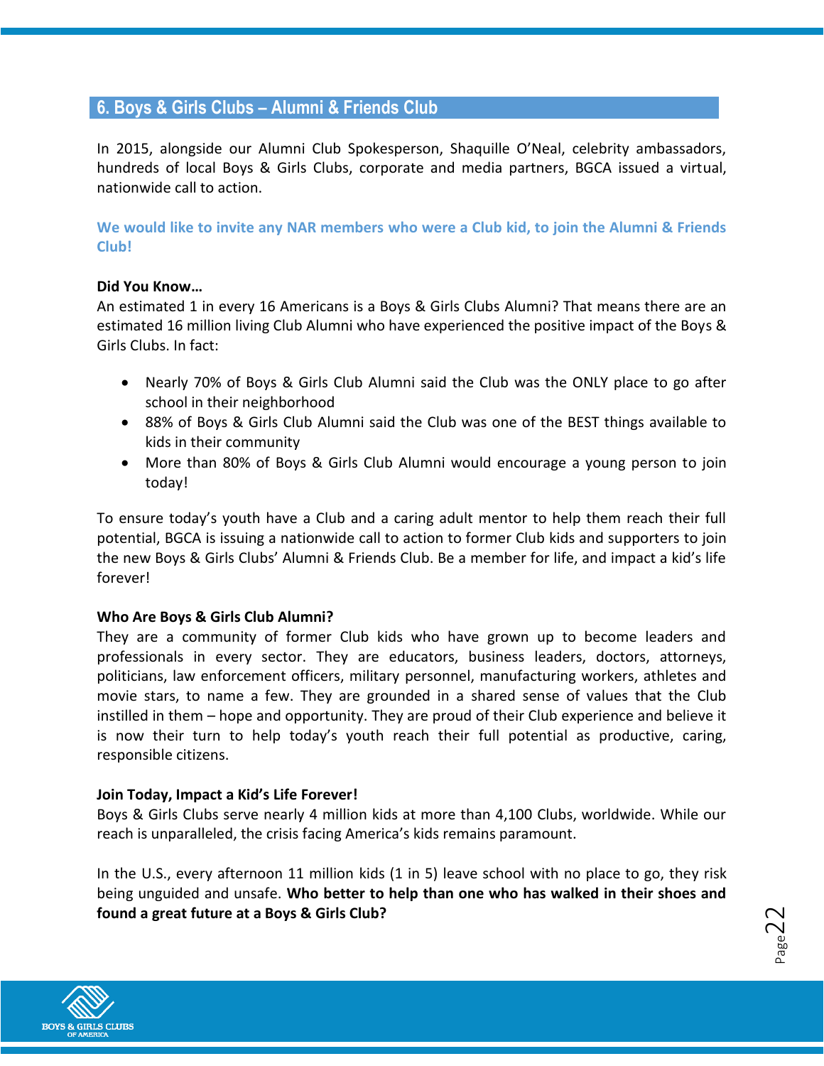## 6. Boys & Girls Clubs – Alumni & Friends Club

In 2015, alongside our Alumni Club Spokesperson, Shaquille O'Neal, celebrity ambassadors, hundreds of local Boys & Girls Clubs, corporate and media partners, BGCA issued a virtual, nationwide call to action.

**We would like to invite any NAR members who were a Club kid, to join the Alumni & Friends Club!**

**Did You Know…**
An estimated 1 in every 16 Americans is a Boys & Girls Clubs Alumni? That means there are an estimated 16 million living Club Alumni who have experienced the positive impact of the Boys & Girls Clubs. In fact:

- Nearly 70% of Boys & Girls Club Alumni said the Club was the ONLY place to go after school in their neighborhood
- 88% of Boys & Girls Club Alumni said the Club was one of the BEST things available to kids in their community
- More than 80% of Boys & Girls Club Alumni would encourage a young person to join today!

To ensure today's youth have a Club and a caring adult mentor to help them reach their full potential, BGCA is issuing a nationwide call to action to former Club kids and supporters to join the new Boys & Girls Clubs' Alumni & Friends Club. Be a member for life, and impact a kid's life forever!

**Who Are Boys & Girls Club Alumni?**
They are a community of former Club kids who have grown up to become leaders and professionals in every sector. They are educators, business leaders, doctors, attorneys, politicians, law enforcement officers, military personnel, manufacturing workers, athletes and movie stars, to name a few. They are grounded in a shared sense of values that the Club instilled in them – hope and opportunity. They are proud of their Club experience and believe it is now their turn to help today's youth reach their full potential as productive, caring, responsible citizens.

**Join Today, Impact a Kid's Life Forever!**
Boys & Girls Clubs serve nearly 4 million kids at more than 4,100 Clubs, worldwide. While our reach is unparalleled, the crisis facing America's kids remains paramount.

In the U.S., every afternoon 11 million kids (1 in 5) leave school with no place to go, they risk being unguided and unsafe. **Who better to help than one who has walked in their shoes and found a great future at a Boys & Girls Club?**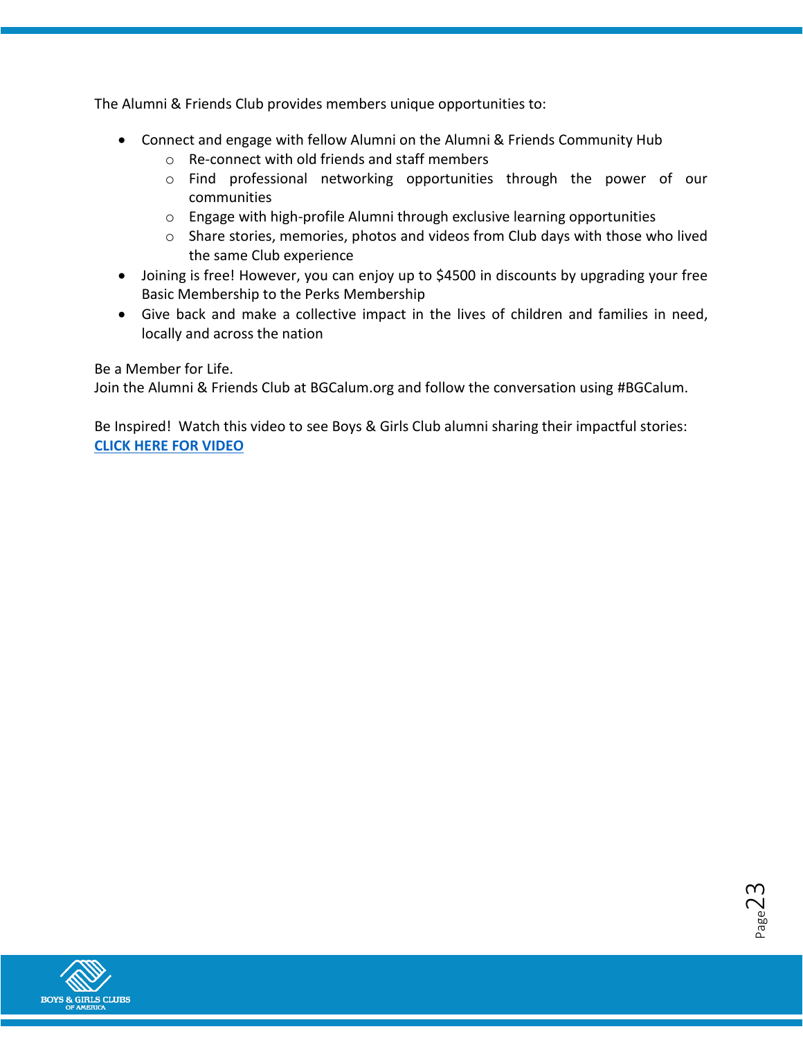The Alumni & Friends Club provides members unique opportunities to:

- Connect and engage with fellow Alumni on the Alumni & Friends Community Hub
    - Re-connect with old friends and staff members
    - Find professional networking opportunities through the power of our communities
    - Engage with high-profile Alumni through exclusive learning opportunities
    - Share stories, memories, photos and videos from Club days with those who lived the same Club experience
- Joining is free! However, you can enjoy up to $4500 in discounts by upgrading your free Basic Membership to the Perks Membership
- Give back and make a collective impact in the lives of children and families in need, locally and across the nation

Be a Member for Life.
Join the Alumni & Friends Club at BGCalum.org and follow the conversation using #BGCalum.

Be Inspired! Watch this video to see Boys & Girls Club alumni sharing their impactful stories:
**CLICK HERE FOR VIDEO**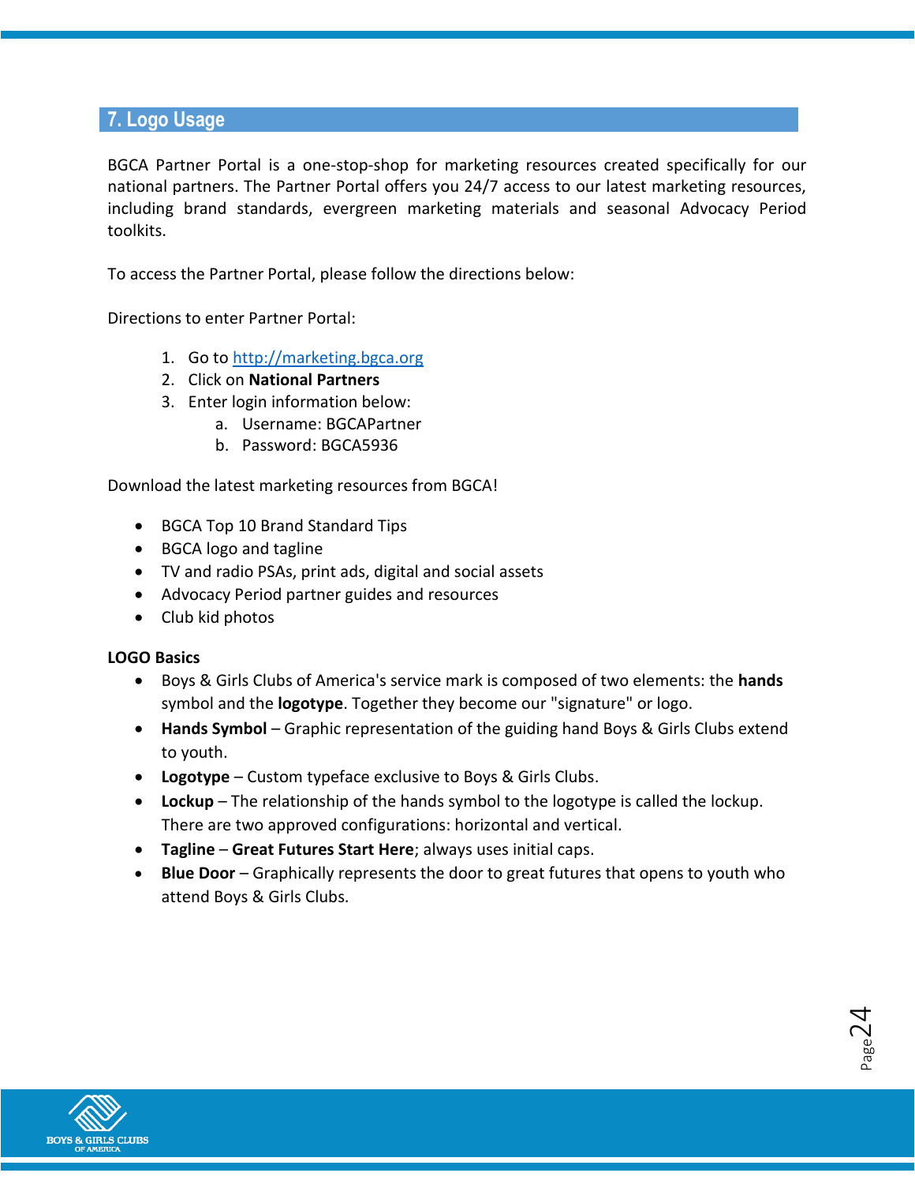## 7. Logo Usage

BGCA Partner Portal is a one-stop-shop for marketing resources created specifically for our national partners. The Partner Portal offers you 24/7 access to our latest marketing resources, including brand standards, evergreen marketing materials and seasonal Advocacy Period toolkits.

To access the Partner Portal, please follow the directions below:

Directions to enter Partner Portal:

1. Go to http://marketing.bgca.org
2. Click on **National Partners**
3. Enter login information below:
   a. Username: BGCAPartner
   b. Password: BGCA5936

Download the latest marketing resources from BGCA!

- BGCA Top 10 Brand Standard Tips
- BGCA logo and tagline
- TV and radio PSAs, print ads, digital and social assets
- Advocacy Period partner guides and resources
- Club kid photos

**LOGO Basics**

- Boys & Girls Clubs of America's service mark is composed of two elements: the **hands** symbol and the **logotype**. Together they become our "signature" or logo.
- **Hands Symbol** – Graphic representation of the guiding hand Boys & Girls Clubs extend to youth.
- **Logotype** – Custom typeface exclusive to Boys & Girls Clubs.
- **Lockup** – The relationship of the hands symbol to the logotype is called the lockup. There are two approved configurations: horizontal and vertical.
- **Tagline** – **Great Futures Start Here**; always uses initial caps.
- **Blue Door** – Graphically represents the door to great futures that opens to youth who attend Boys & Girls Clubs.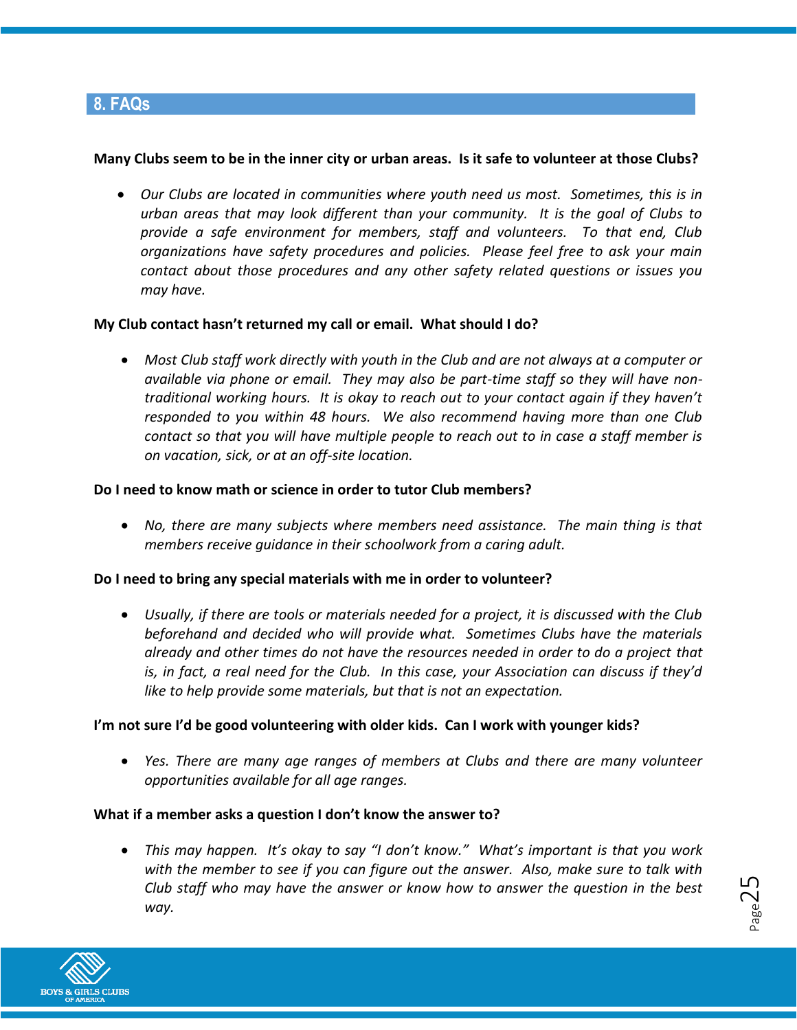## 8. FAQs

**Many Clubs seem to be in the inner city or urban areas. Is it safe to volunteer at those Clubs?**

- *Our Clubs are located in communities where youth need us most. Sometimes, this is in urban areas that may look different than your community. It is the goal of Clubs to provide a safe environment for members, staff and volunteers. To that end, Club organizations have safety procedures and policies. Please feel free to ask your main contact about those procedures and any other safety related questions or issues you may have.*

**My Club contact hasn't returned my call or email. What should I do?**

- *Most Club staff work directly with youth in the Club and are not always at a computer or available via phone or email. They may also be part-time staff so they will have non-traditional working hours. It is okay to reach out to your contact again if they haven't responded to you within 48 hours. We also recommend having more than one Club contact so that you will have multiple people to reach out to in case a staff member is on vacation, sick, or at an off-site location.*

**Do I need to know math or science in order to tutor Club members?**

- *No, there are many subjects where members need assistance. The main thing is that members receive guidance in their schoolwork from a caring adult.*

**Do I need to bring any special materials with me in order to volunteer?**

- *Usually, if there are tools or materials needed for a project, it is discussed with the Club beforehand and decided who will provide what. Sometimes Clubs have the materials already and other times do not have the resources needed in order to do a project that is, in fact, a real need for the Club. In this case, your Association can discuss if they'd like to help provide some materials, but that is not an expectation.*

**I'm not sure I'd be good volunteering with older kids. Can I work with younger kids?**

- *Yes. There are many age ranges of members at Clubs and there are many volunteer opportunities available for all age ranges.*

**What if a member asks a question I don't know the answer to?**

- *This may happen. It's okay to say "I don't know." What's important is that you work with the member to see if you can figure out the answer. Also, make sure to talk with Club staff who may have the answer or know how to answer the question in the best way.*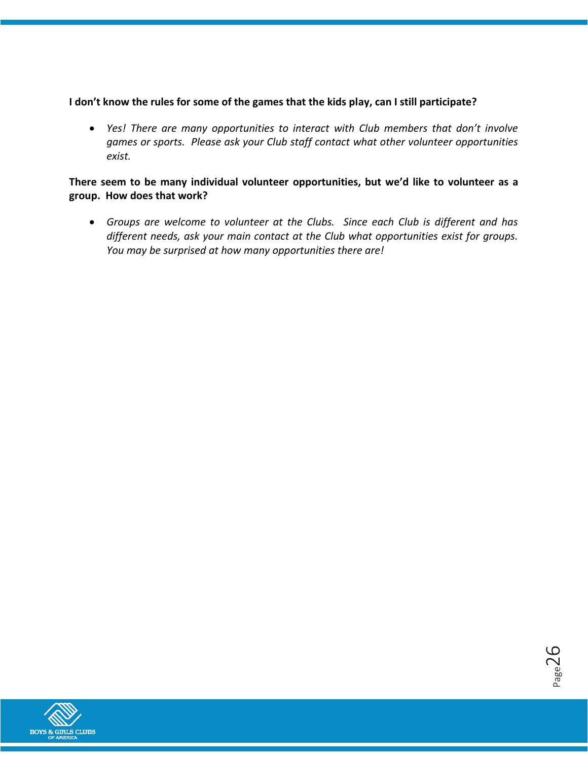**I don't know the rules for some of the games that the kids play, can I still participate?**

- *Yes! There are many opportunities to interact with Club members that don't involve games or sports. Please ask your Club staff contact what other volunteer opportunities exist.*

**There seem to be many individual volunteer opportunities, but we'd like to volunteer as a group. How does that work?**

- *Groups are welcome to volunteer at the Clubs. Since each Club is different and has different needs, ask your main contact at the Club what opportunities exist for groups. You may be surprised at how many opportunities there are!*